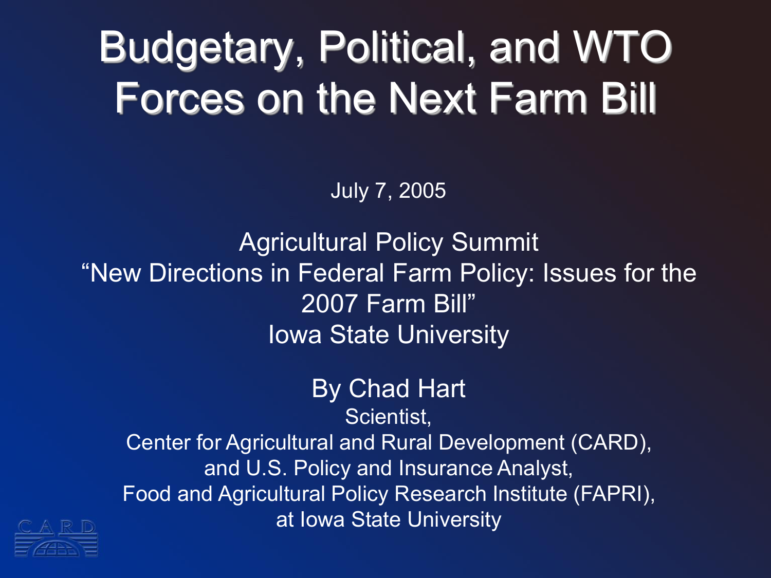# Budgetary, Political, and WTO Forces on the Next Farm Bill

July 7, 2005

Agricultural Policy Summit
"New Directions in Federal Farm Policy: Issues for the 2007 Farm Bill"
Iowa State University

By Chad Hart
Scientist,
Center for Agricultural and Rural Development (CARD),
and U.S. Policy and Insurance Analyst,
Food and Agricultural Policy Research Institute (FAPRI),
at Iowa State University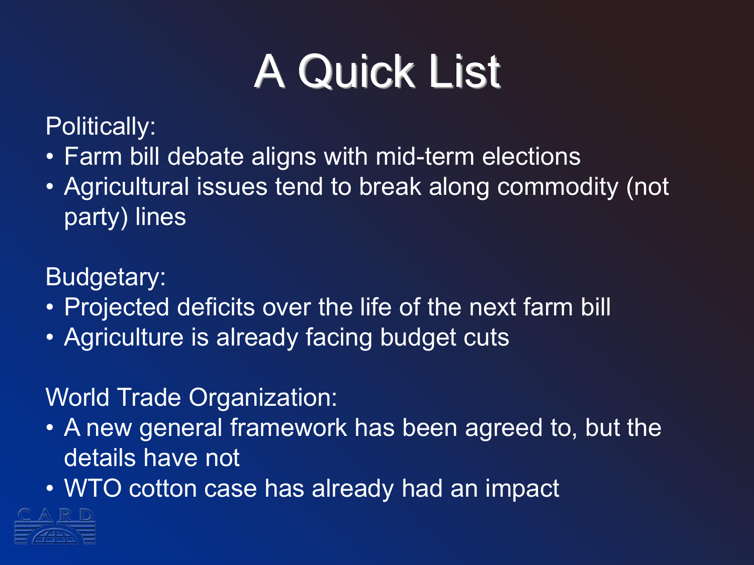# A Quick List

Politically:

- Farm bill debate aligns with mid-term elections
- Agricultural issues tend to break along commodity (not party) lines

Budgetary:

- Projected deficits over the life of the next farm bill
- Agriculture is already facing budget cuts

World Trade Organization:

- A new general framework has been agreed to, but the details have not
- WTO cotton case has already had an impact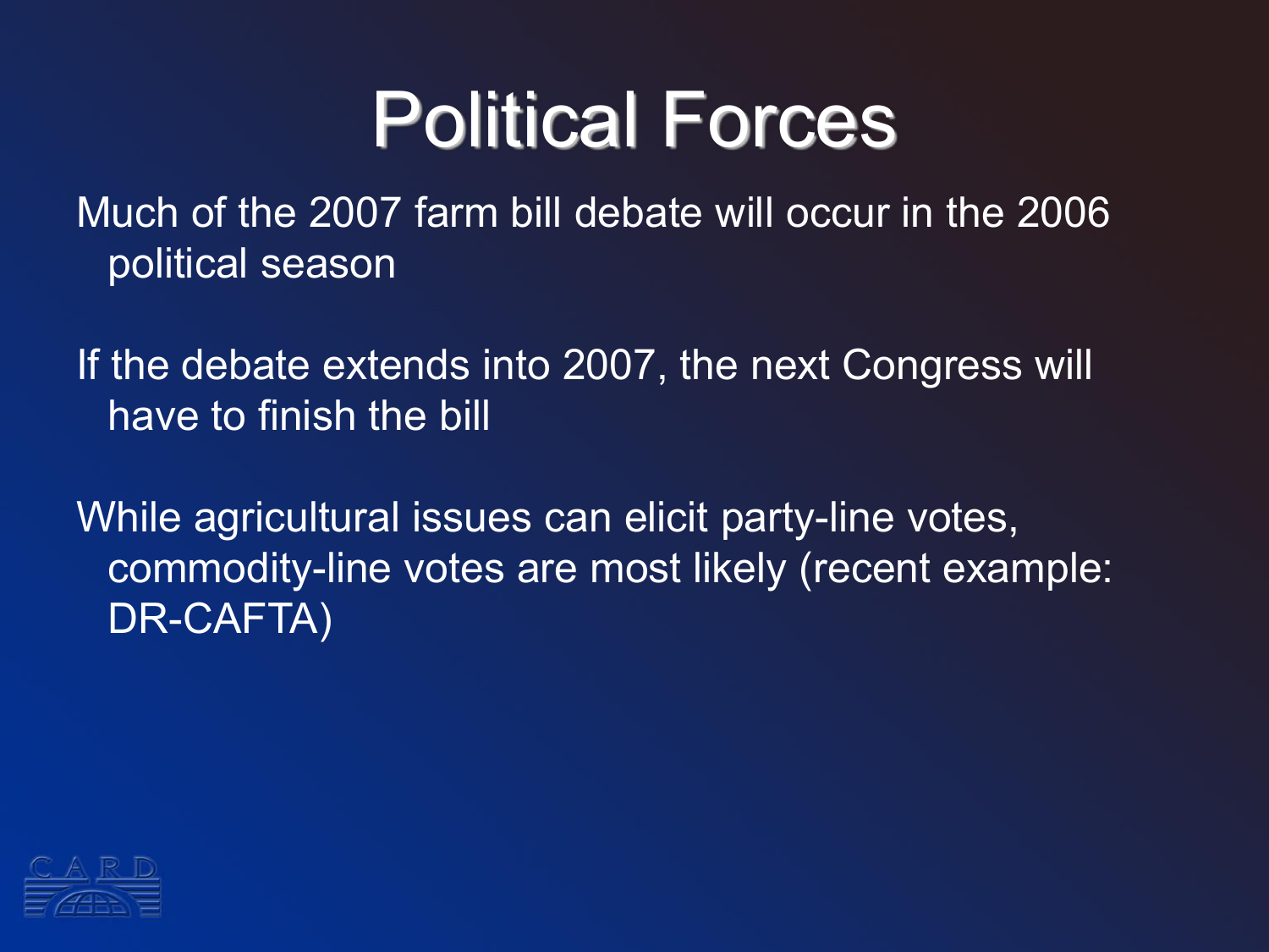# Political Forces

Much of the 2007 farm bill debate will occur in the 2006 political season

If the debate extends into 2007, the next Congress will have to finish the bill

While agricultural issues can elicit party-line votes, commodity-line votes are most likely (recent example: DR-CAFTA)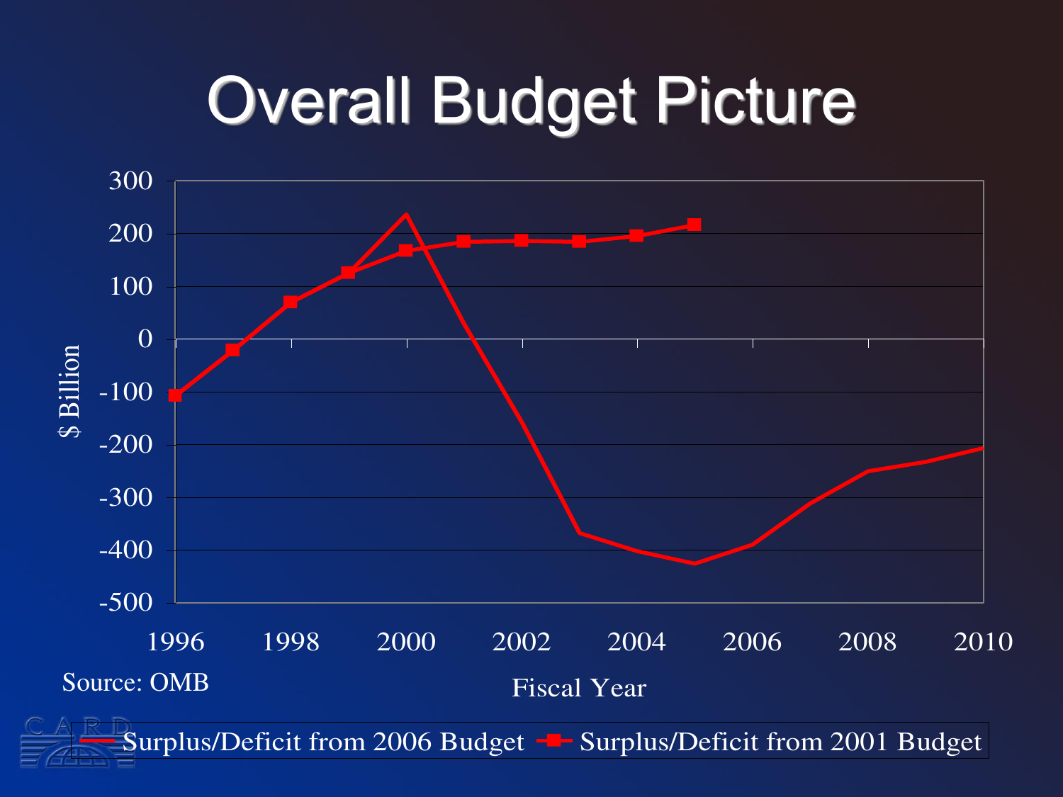# Overall Budget Picture

Source: OMB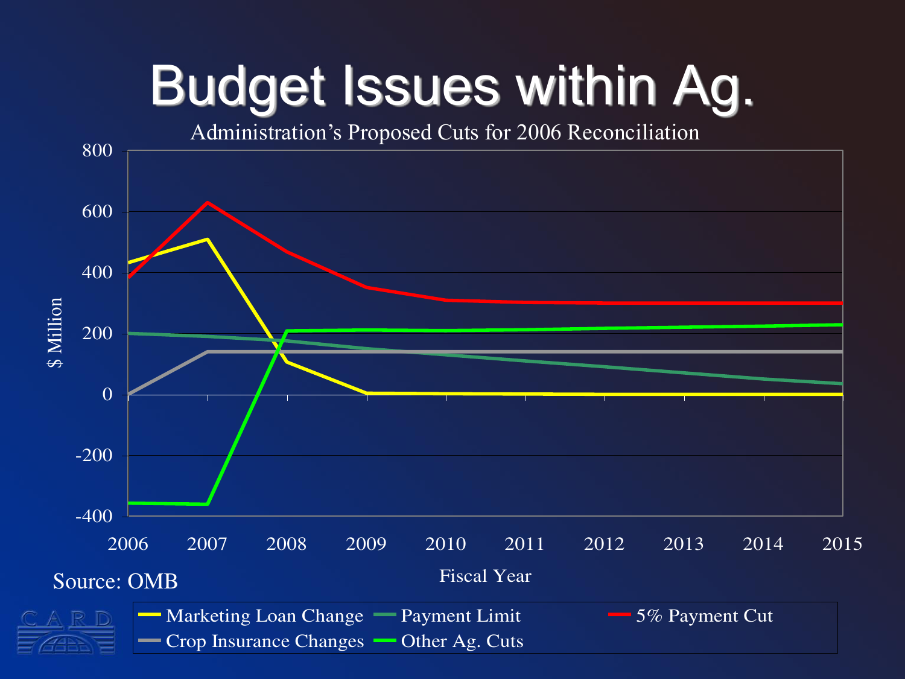# Budget Issues within Ag.

Administration's Proposed Cuts for 2006 Reconciliation

Source: OMB

Fiscal Year

$ Million

Marketing Loan Change, Payment Limit, 5% Payment Cut, Crop Insurance Changes, Other Ag. Cuts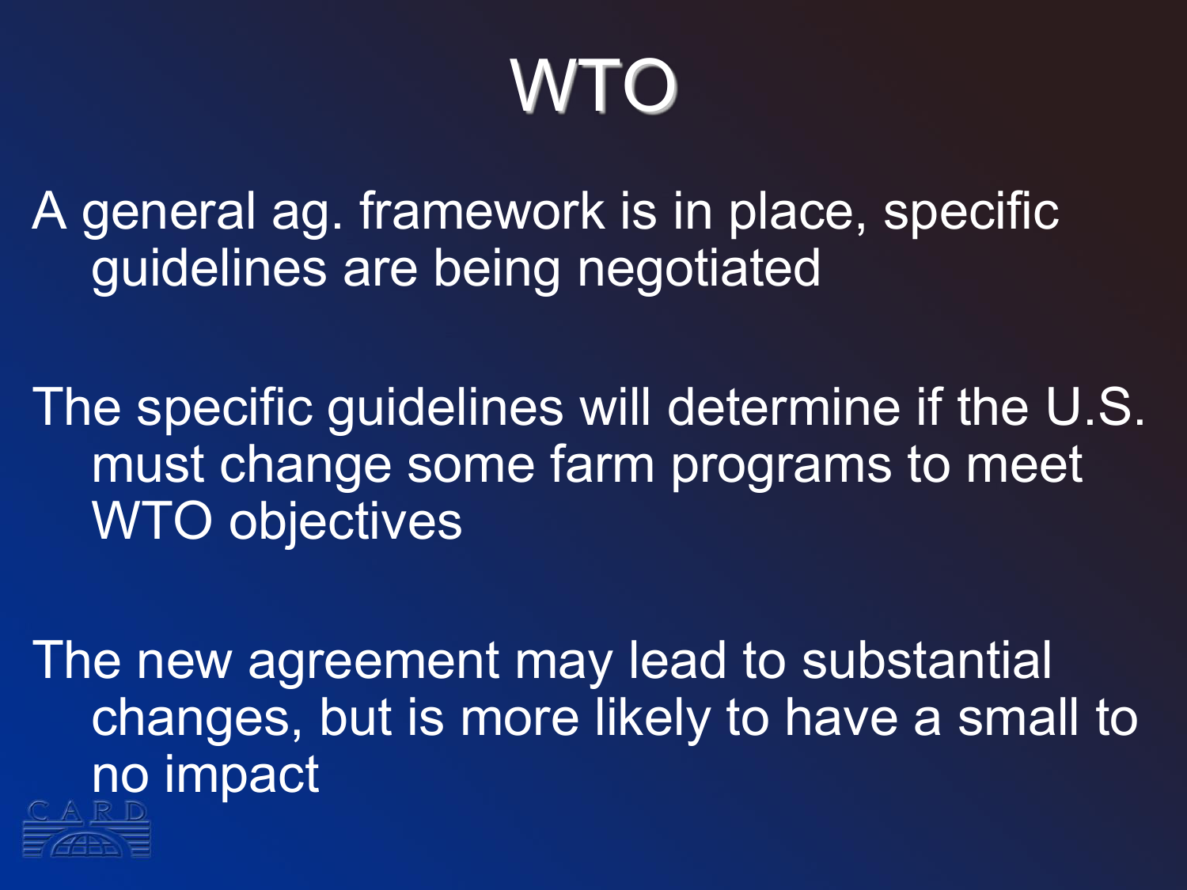# WTO

A general ag. framework is in place, specific guidelines are being negotiated

The specific guidelines will determine if the U.S. must change some farm programs to meet WTO objectives

The new agreement may lead to substantial changes, but is more likely to have a small to no impact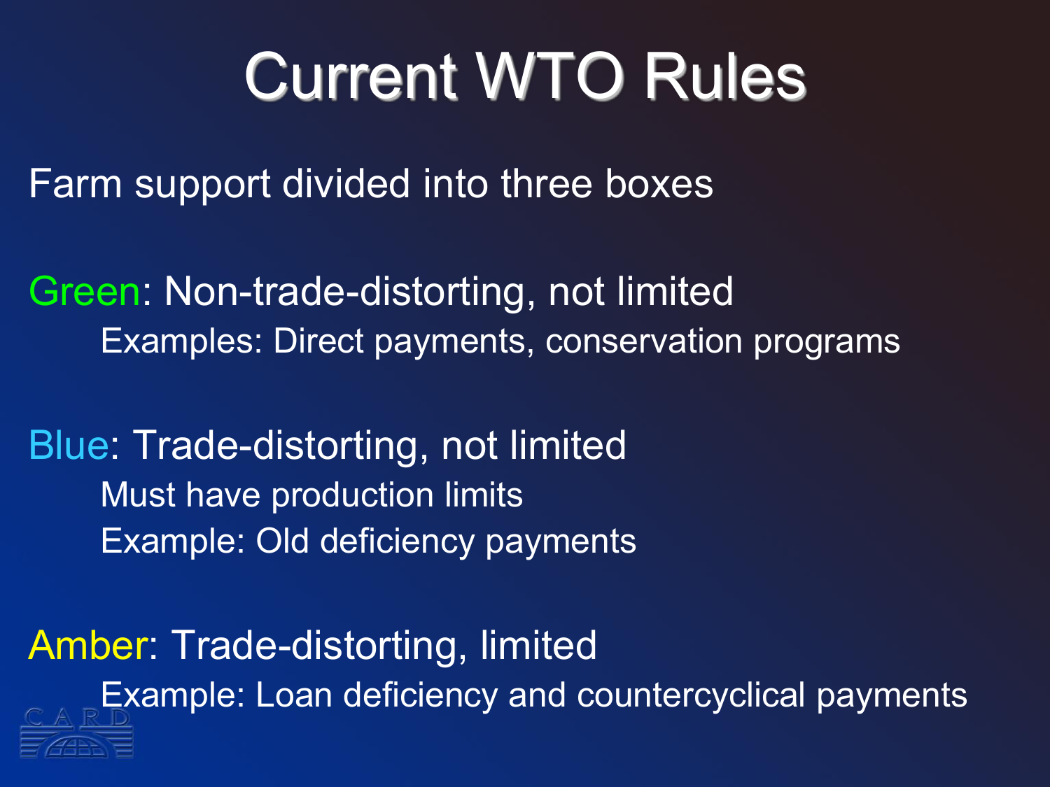# Current WTO Rules

Farm support divided into three boxes

Green: Non-trade-distorting, not limited

- Examples: Direct payments, conservation programs

Blue: Trade-distorting, not limited

- Must have production limits
- Example: Old deficiency payments

Amber: Trade-distorting, limited

- Example: Loan deficiency and countercyclical payments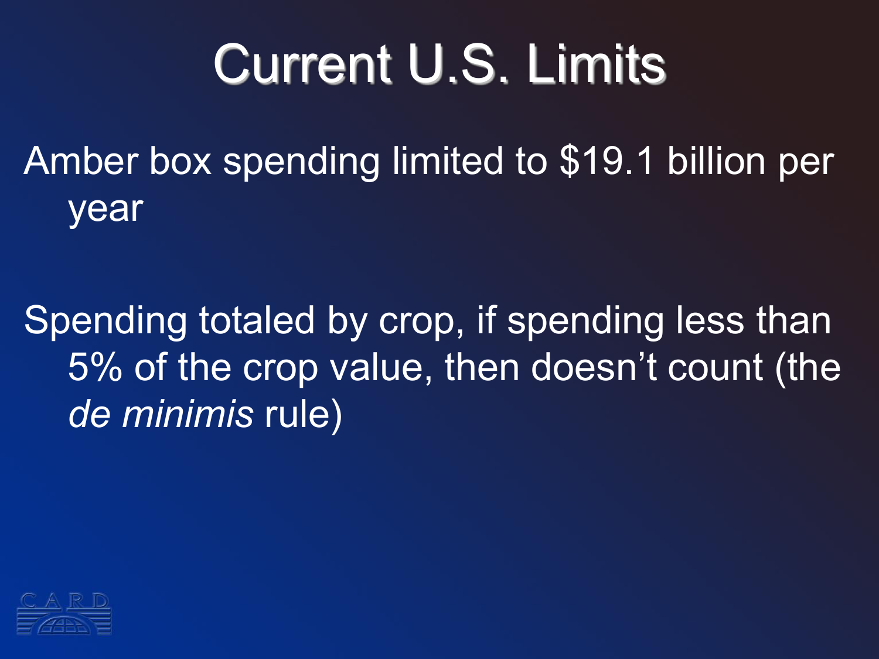# Current U.S. Limits

Amber box spending limited to $19.1 billion per year

Spending totaled by crop, if spending less than 5% of the crop value, then doesn't count (the *de minimis* rule)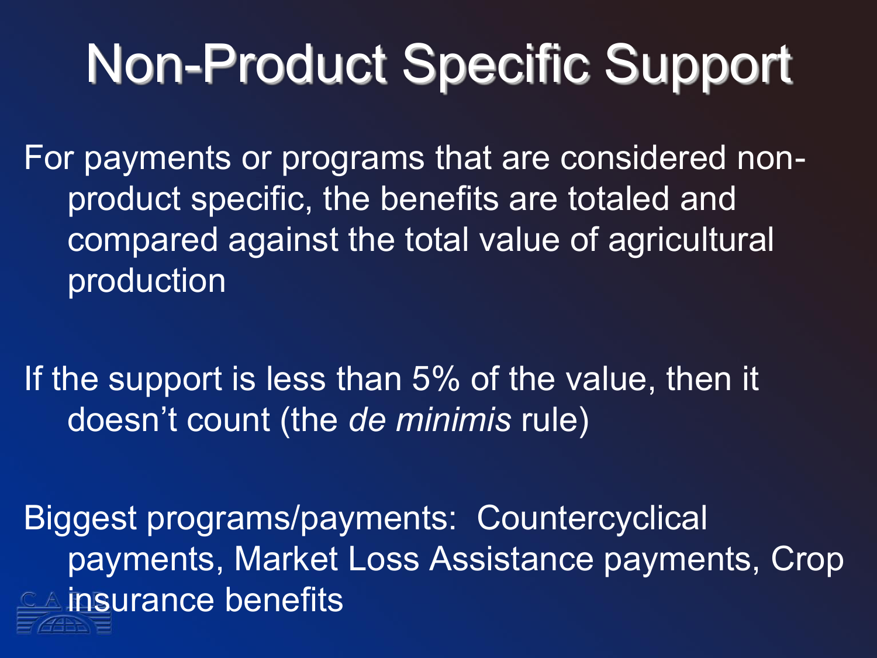# Non-Product Specific Support

For payments or programs that are considered non-product specific, the benefits are totaled and compared against the total value of agricultural production

If the support is less than 5% of the value, then it doesn't count (the *de minimis* rule)

Biggest programs/payments: Countercyclical payments, Market Loss Assistance payments, Crop insurance benefits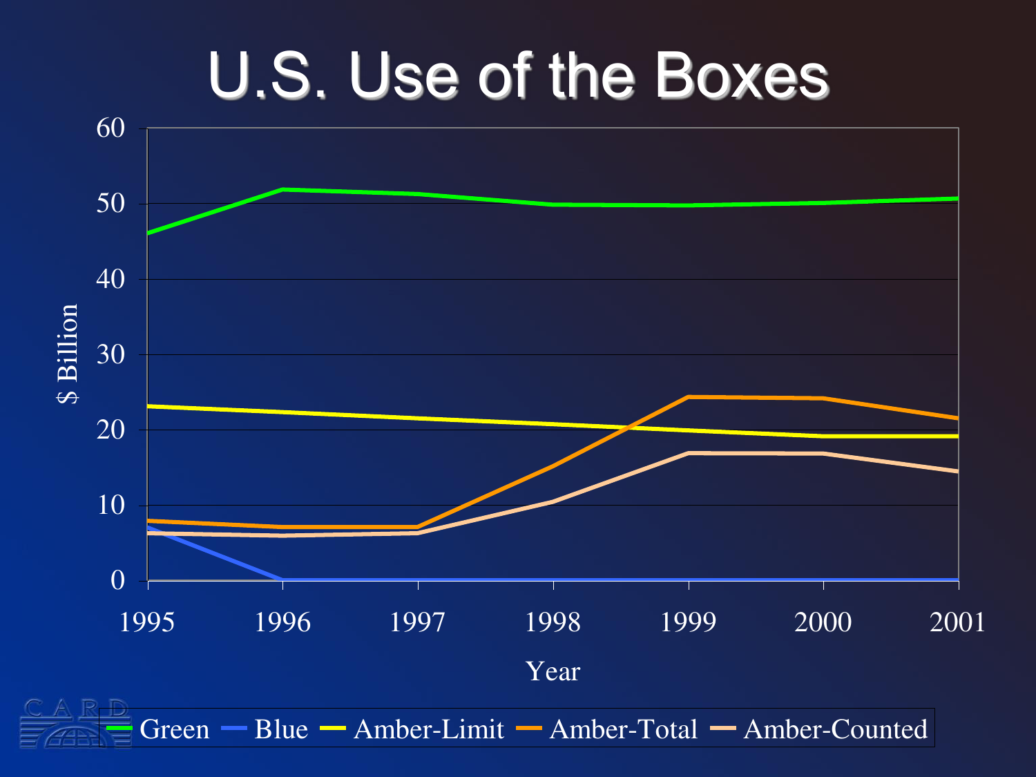# U.S. Use of the Boxes

$ Billion

Year

Green | Blue | Amber-Limit | Amber-Total | Amber-Counted

1995 1996 1997 1998 1999 2000 2001

0 10 20 30 40 50 60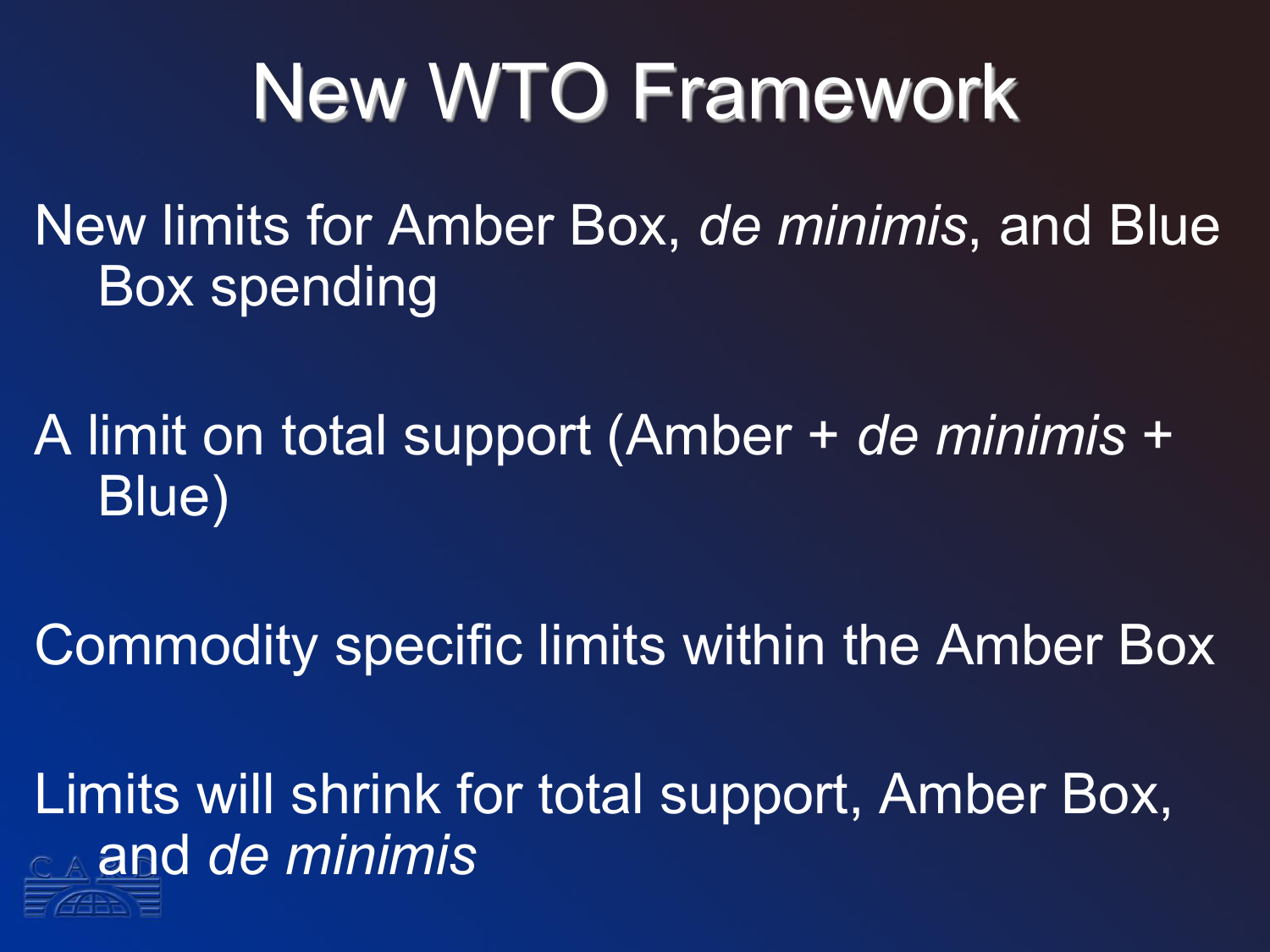# New WTO Framework

New limits for Amber Box, *de minimis*, and Blue Box spending

A limit on total support (Amber + *de minimis* + Blue)

Commodity specific limits within the Amber Box

Limits will shrink for total support, Amber Box, and *de minimis*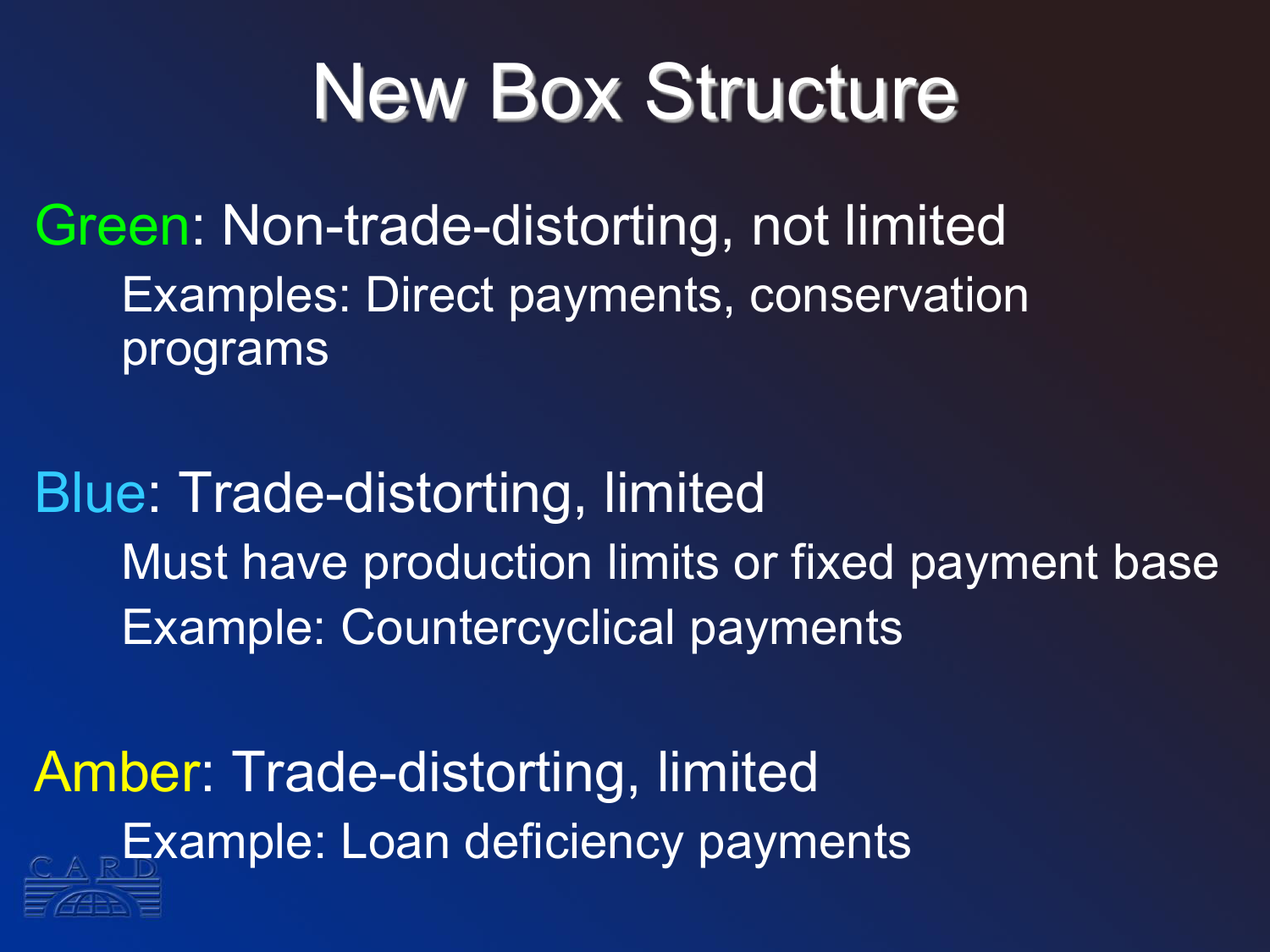# New Box Structure

**Green**: Non-trade-distorting, not limited

- Examples: Direct payments, conservation programs

**Blue**: Trade-distorting, limited

- Must have production limits or fixed payment base
- Example: Countercyclical payments

**Amber**: Trade-distorting, limited

- Example: Loan deficiency payments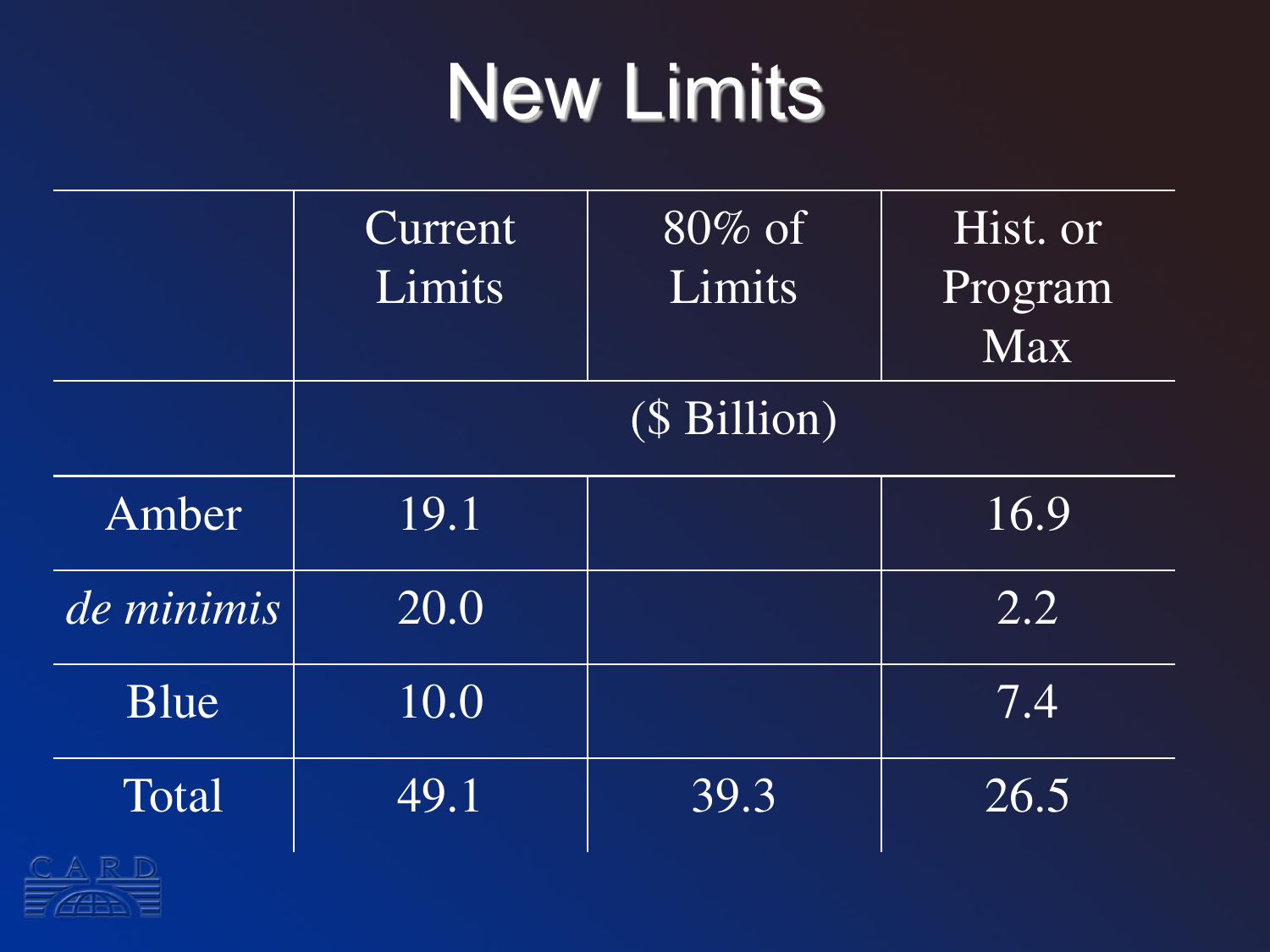# New Limits

| | Current Limits | 80% of Limits | Hist. or Program Max |
|---|---|---|---|
| | ($ Billion) | | |
| Amber | 19.1 | | 16.9 |
| *de minimis* | 20.0 | | 2.2 |
| Blue | 10.0 | | 7.4 |
| Total | 49.1 | 39.3 | 26.5 |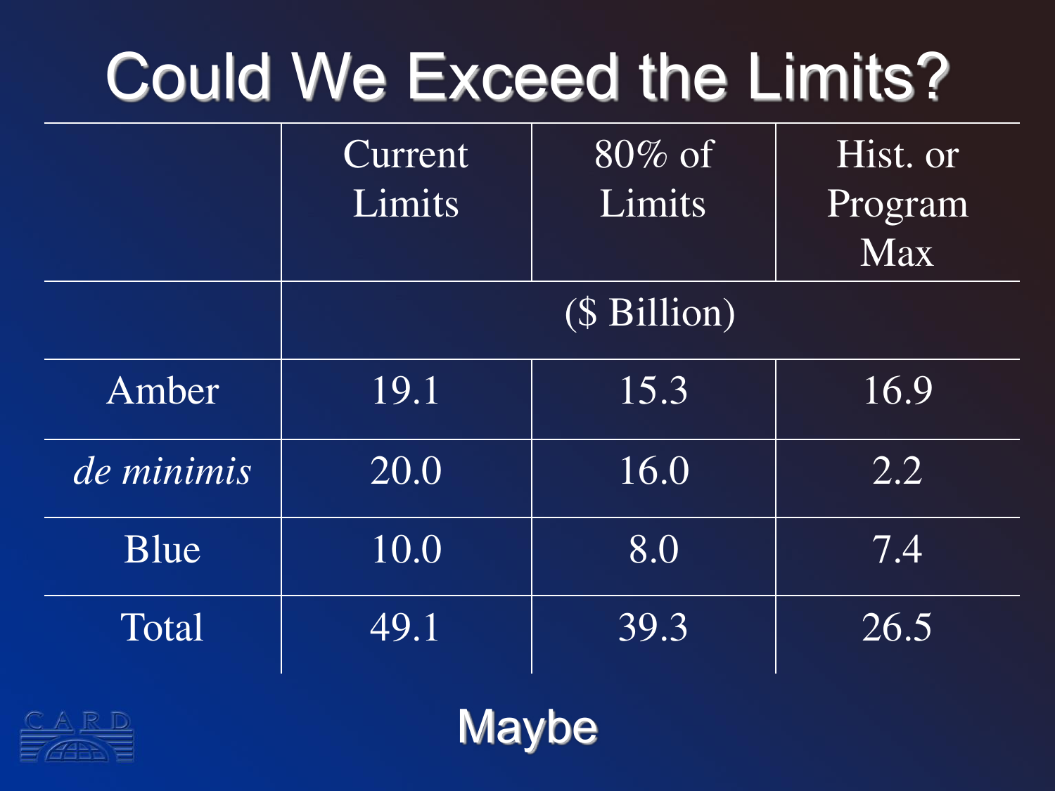# Could We Exceed the Limits?

| | Current Limits | 80% of Limits | Hist. or Program Max |
|---|---|---|---|
| | ($ Billion) | | |
| Amber | 19.1 | 15.3 | 16.9 |
| *de minimis* | 20.0 | 16.0 | 2.2 |
| Blue | 10.0 | 8.0 | 7.4 |
| Total | 49.1 | 39.3 | 26.5 |

Maybe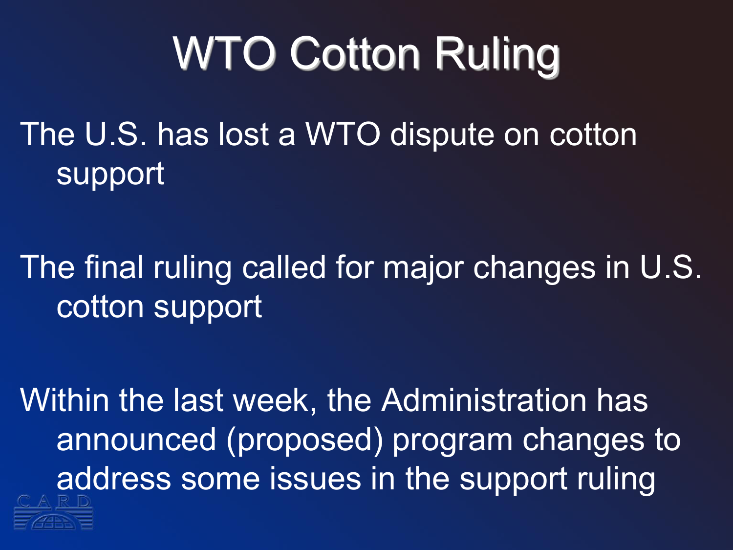# WTO Cotton Ruling

The U.S. has lost a WTO dispute on cotton support

The final ruling called for major changes in U.S. cotton support

Within the last week, the Administration has announced (proposed) program changes to address some issues in the support ruling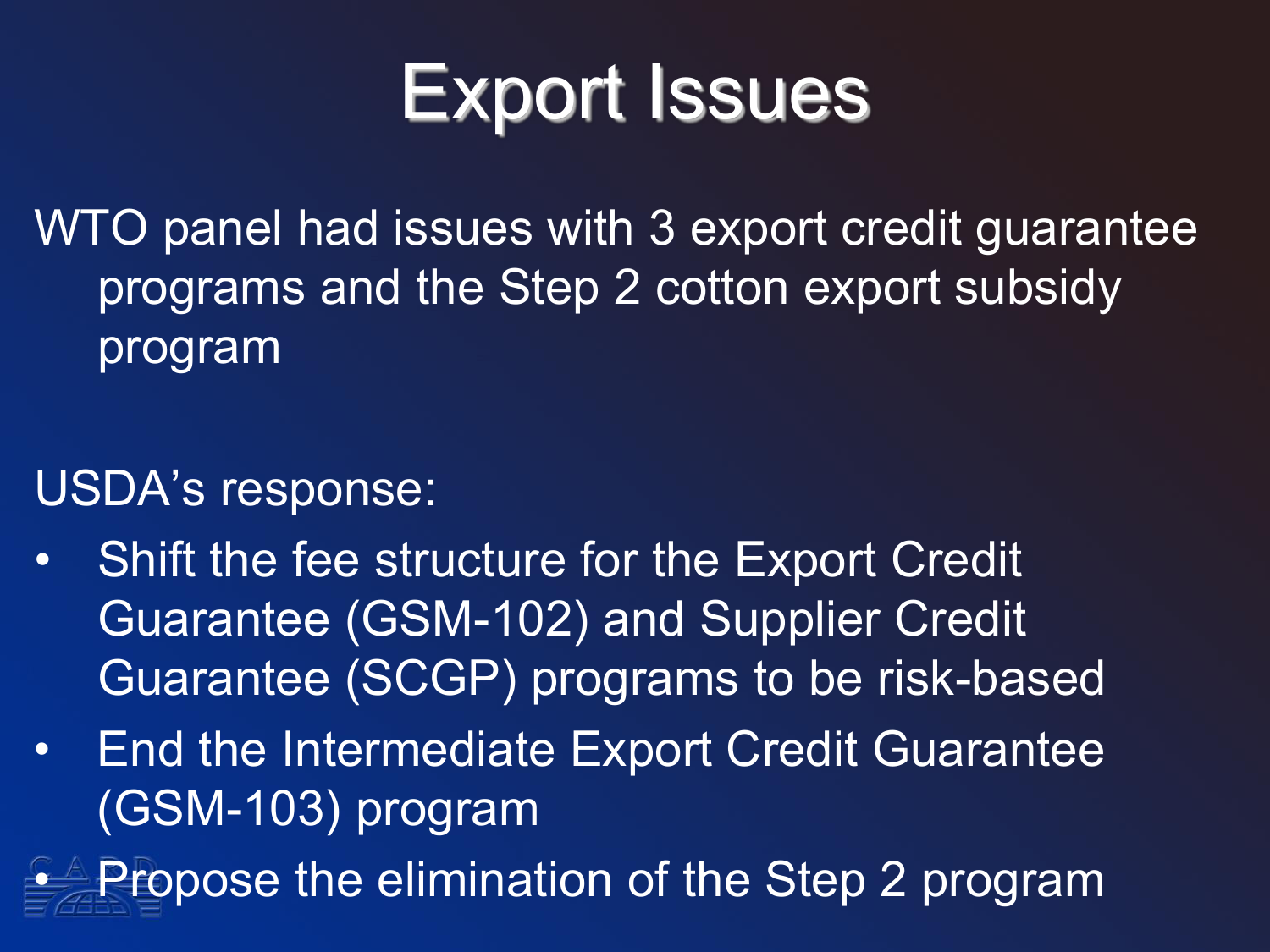# Export Issues

WTO panel had issues with 3 export credit guarantee programs and the Step 2 cotton export subsidy program

USDA's response:

- Shift the fee structure for the Export Credit Guarantee (GSM-102) and Supplier Credit Guarantee (SCGP) programs to be risk-based
- End the Intermediate Export Credit Guarantee (GSM-103) program
- Propose the elimination of the Step 2 program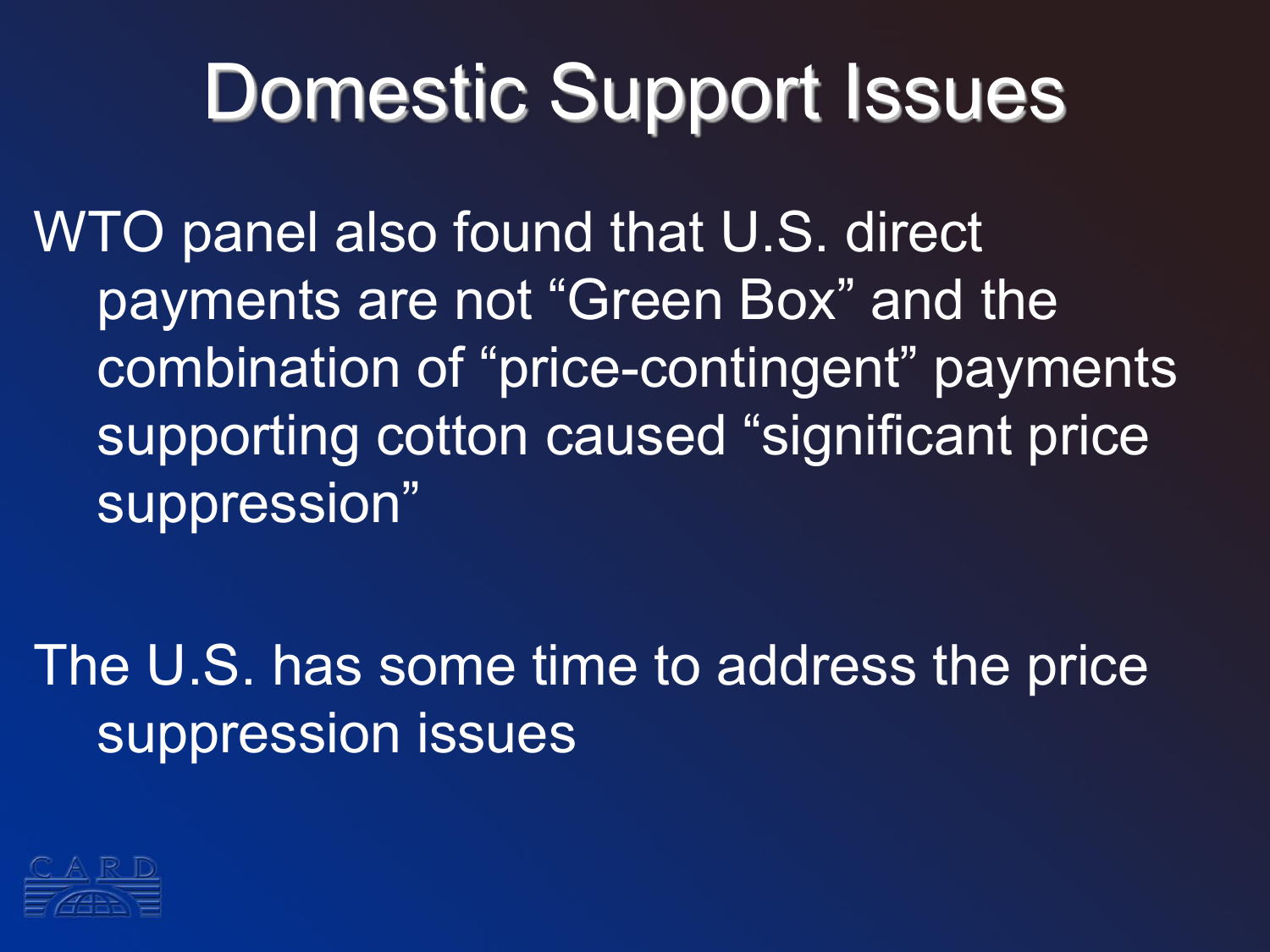# Domestic Support Issues

WTO panel also found that U.S. direct payments are not "Green Box" and the combination of "price-contingent" payments supporting cotton caused "significant price suppression"

The U.S. has some time to address the price suppression issues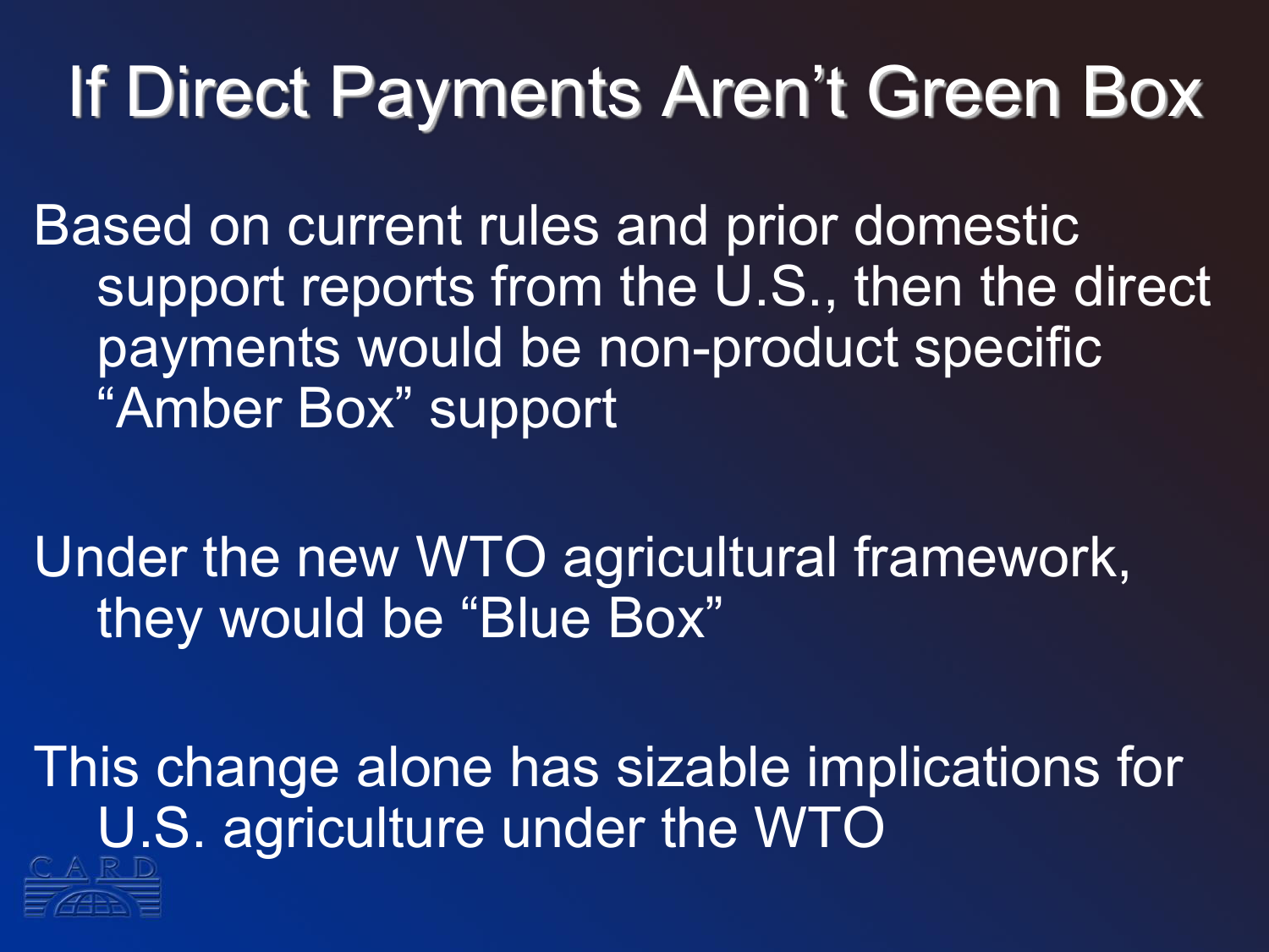# If Direct Payments Aren't Green Box

Based on current rules and prior domestic support reports from the U.S., then the direct payments would be non-product specific "Amber Box" support

Under the new WTO agricultural framework, they would be "Blue Box"

This change alone has sizable implications for U.S. agriculture under the WTO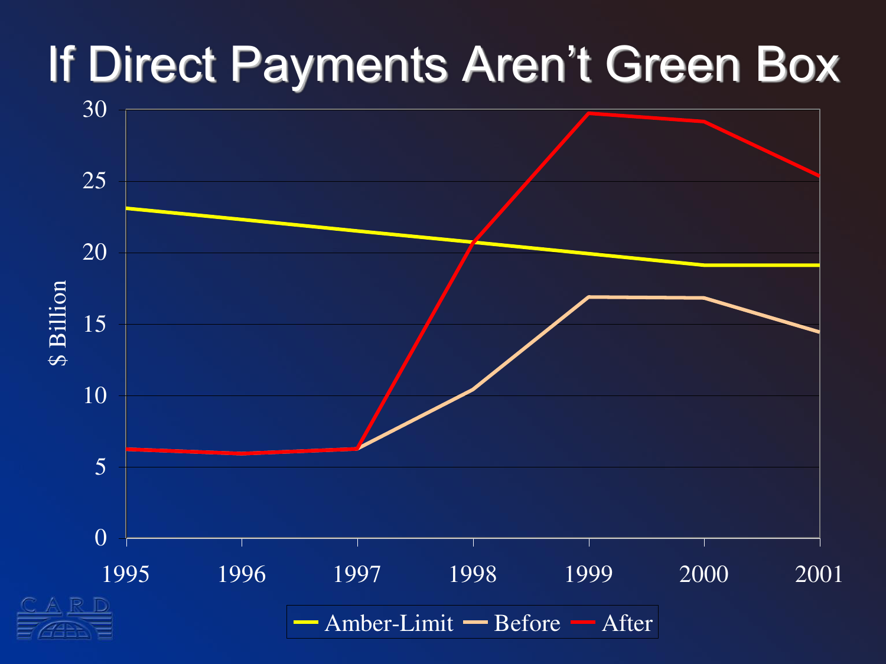# If Direct Payments Aren't Green Box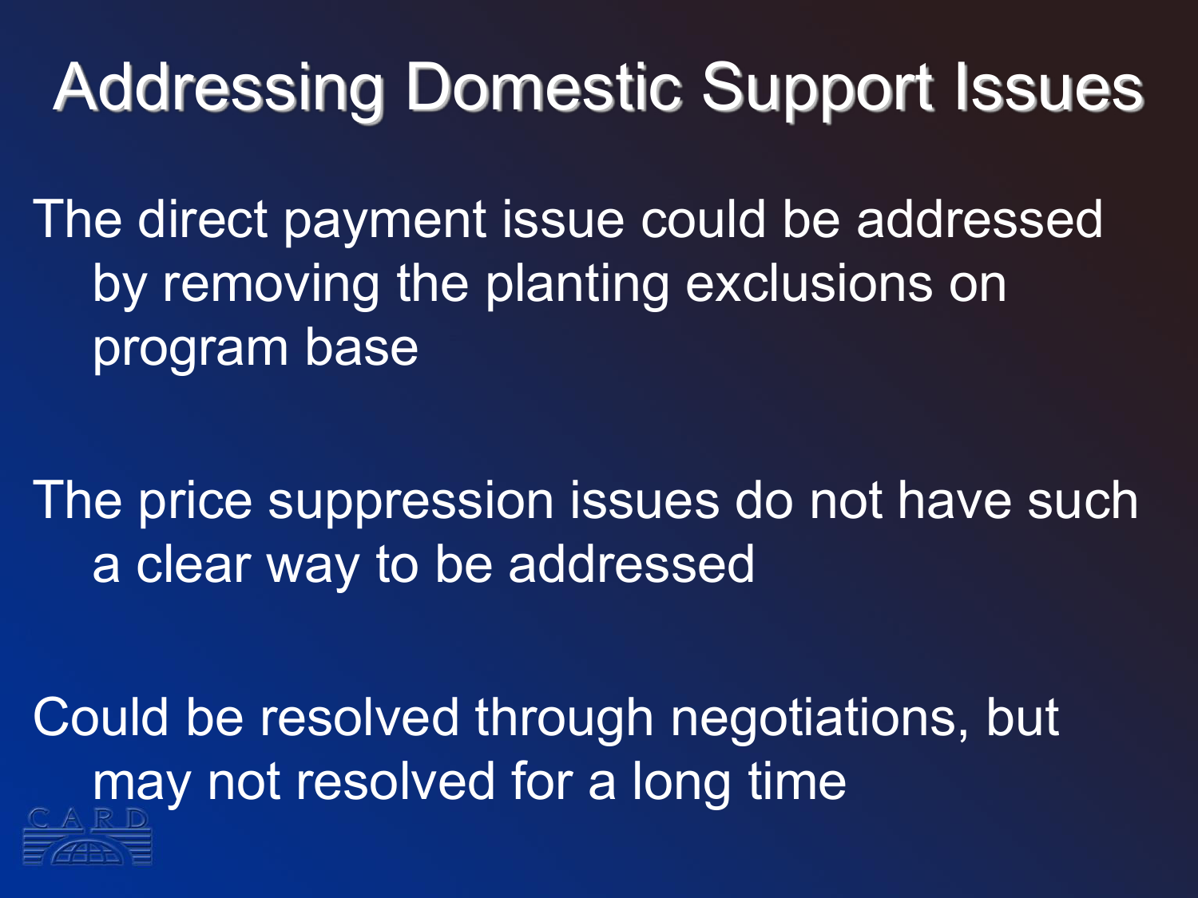# Addressing Domestic Support Issues

The direct payment issue could be addressed by removing the planting exclusions on program base

The price suppression issues do not have such a clear way to be addressed

Could be resolved through negotiations, but may not resolved for a long time